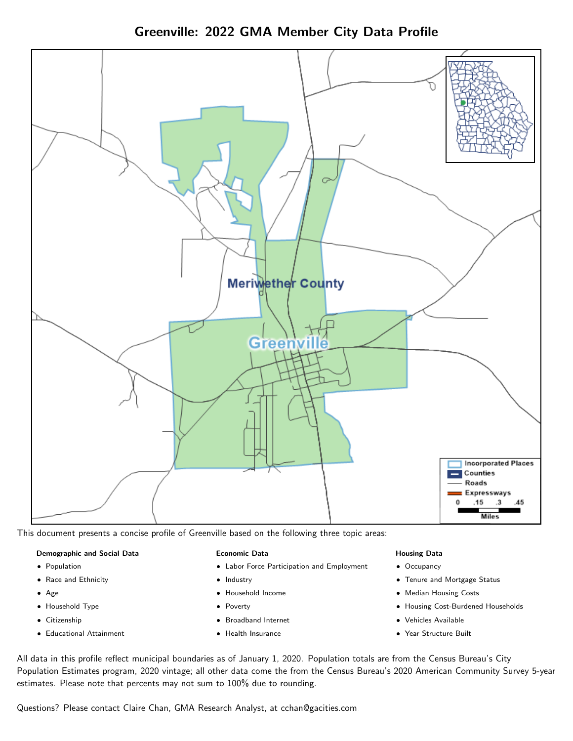# Greenville: 2022 GMA Member City Data Profile

This document presents a concise profile of Greenville based on the following three topic areas:

**Demographic and Social Data**

- Population
- Race and Ethnicity
- Age
- Household Type
- Citizenship
- Educational Attainment

**Economic Data**

- Labor Force Participation and Employment
- Industry
- Household Income
- Poverty
- Broadband Internet
- Health Insurance

**Housing Data**

- Occupancy
- Tenure and Mortgage Status
- Median Housing Costs
- Housing Cost-Burdened Households
- Vehicles Available
- Year Structure Built

All data in this profile reflect municipal boundaries as of January 1, 2020. Population totals are from the Census Bureau's City Population Estimates program, 2020 vintage; all other data come the from the Census Bureau's 2020 American Community Survey 5-year estimates. Please note that percents may not sum to 100% due to rounding.

Questions? Please contact Claire Chan, GMA Research Analyst, at cchan@gacities.com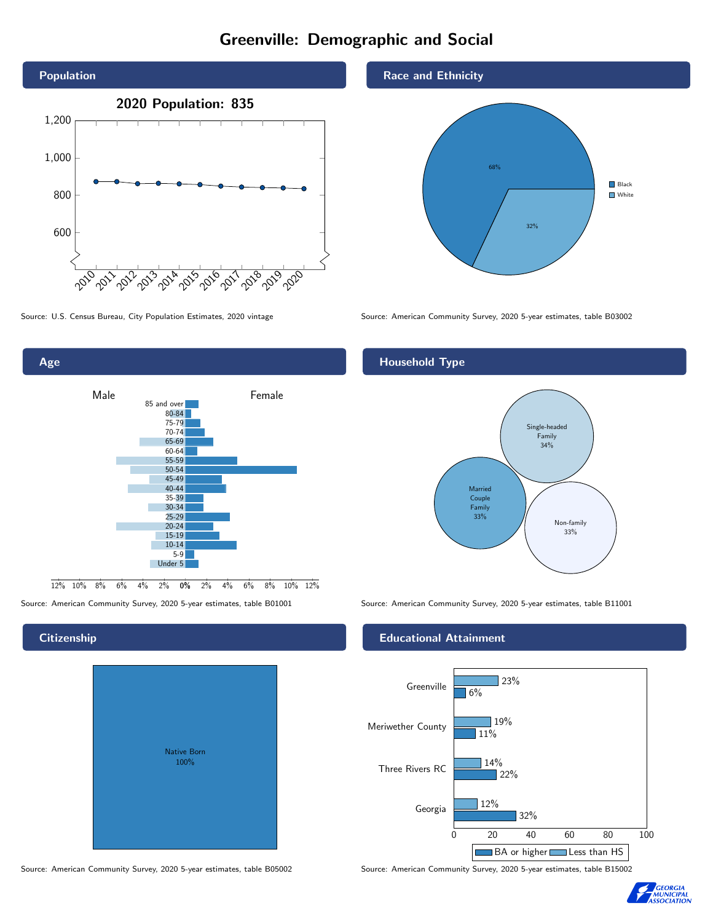# Greenville: Demographic and Social

## Population

**2020 Population: 835**

Source: U.S. Census Bureau, City Population Estimates, 2020 vintage

## Race and Ethnicity

| Race | Percent |
|---|---|
| Black | 68% |
| White | 32% |

Source: American Community Survey, 2020 5-year estimates, table B03002

## Age

Source: American Community Survey, 2020 5-year estimates, table B01001

## Household Type

| Household Type | Percent |
|---|---|
| Single-headed Family | 34% |
| Married Couple Family | 33% |
| Non-family | 33% |

Source: American Community Survey, 2020 5-year estimates, table B11001

## Citizenship

Native Born 100%

Source: American Community Survey, 2020 5-year estimates, table B05002

## Educational Attainment

| Area | Less than HS | BA or higher |
|---|---|---|
| Greenville | 23% | 6% |
| Meriwether County | 19% | 11% |
| Three Rivers RC | 14% | 22% |
| Georgia | 12% | 32% |

Source: American Community Survey, 2020 5-year estimates, table B15002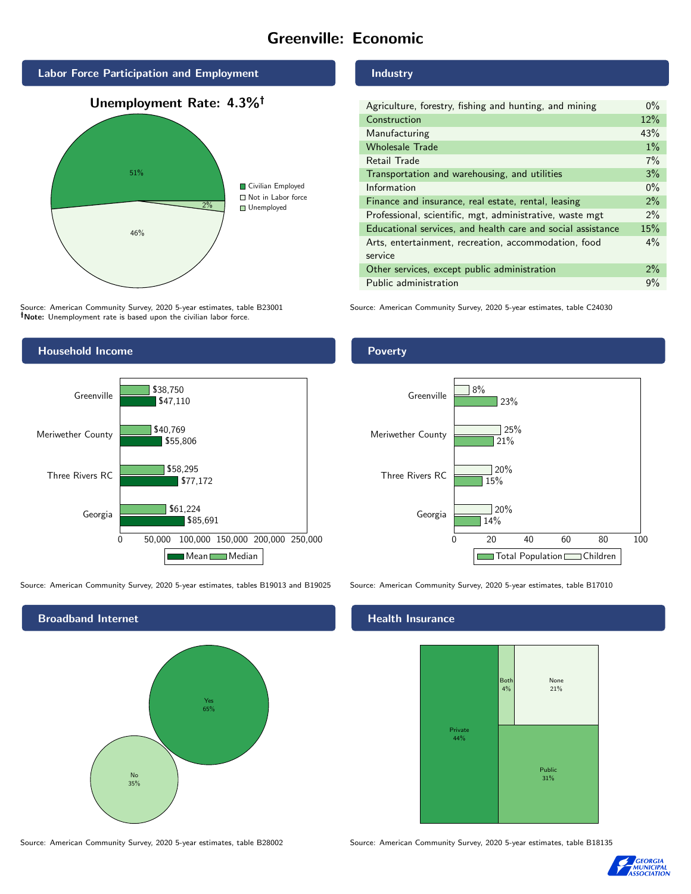# Greenville: Economic

## Labor Force Participation and Employment

**Unemployment Rate: 4.3%†**

| Category | Percent |
|---|---|
| Civilian Employed | 51% |
| Not in Labor force | 46% |
| Unemployed | 2% |

Source: American Community Survey, 2020 5-year estimates, table B23001
**†Note:** Unemployment rate is based upon the civilian labor force.

## Industry

| Industry | Percent |
|---|---|
| Agriculture, forestry, fishing and hunting, and mining | 0% |
| Construction | 12% |
| Manufacturing | 43% |
| Wholesale Trade | 1% |
| Retail Trade | 7% |
| Transportation and warehousing, and utilities | 3% |
| Information | 0% |
| Finance and insurance, real estate, rental, leasing | 2% |
| Professional, scientific, mgt, administrative, waste mgt | 2% |
| Educational services, and health care and social assistance | 15% |
| Arts, entertainment, recreation, accommodation, food service | 4% |
| Other services, except public administration | 2% |
| Public administration | 9% |

Source: American Community Survey, 2020 5-year estimates, table C24030

## Household Income

| | Median | Mean |
|---|---|---|
| Greenville | $38,750 | $47,110 |
| Meriwether County | $40,769 | $55,806 |
| Three Rivers RC | $58,295 | $77,172 |
| Georgia | $61,224 | $85,691 |

Source: American Community Survey, 2020 5-year estimates, tables B19013 and B19025

## Poverty

| | Children | Total Population |
|---|---|---|
| Greenville | 8% | 23% |
| Meriwether County | 25% | 21% |
| Three Rivers RC | 20% | 15% |
| Georgia | 20% | 14% |

Source: American Community Survey, 2020 5-year estimates, table B17010

## Broadband Internet

| Response | Percent |
|---|---|
| Yes | 65% |
| No | 35% |

Source: American Community Survey, 2020 5-year estimates, table B28002

## Health Insurance

| Type | Percent |
|---|---|
| Private | 44% |
| Public | 31% |
| Both | 4% |
| None | 21% |

Source: American Community Survey, 2020 5-year estimates, table B18135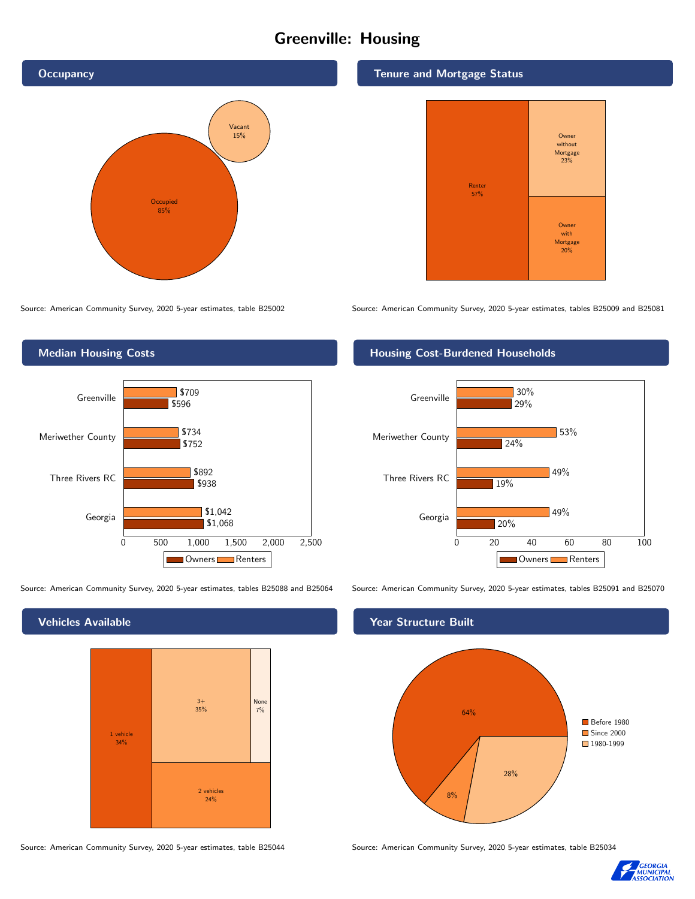# Greenville: Housing

## Occupancy

Vacant
15%

Occupied
85%

Source: American Community Survey, 2020 5-year estimates, table B25002

## Tenure and Mortgage Status

Renter
57%

Owner without Mortgage
23%

Owner with Mortgage
20%

Source: American Community Survey, 2020 5-year estimates, tables B25009 and B25081

## Median Housing Costs

Greenville
$709
$596

Meriwether County
$734
$752

Three Rivers RC
$892
$938

Georgia
$1,042
$1,068

0 500 1,000 1,500 2,000 2,500

Owners Renters

Source: American Community Survey, 2020 5-year estimates, tables B25088 and B25064

## Housing Cost-Burdened Households

Greenville
30%
29%

Meriwether County
53%
24%

Three Rivers RC
49%
19%

Georgia
49%
20%

0 20 40 60 80 100

Owners Renters

Source: American Community Survey, 2020 5-year estimates, tables B25091 and B25070

## Vehicles Available

1 vehicle
34%

3+
35%

None
7%

2 vehicles
24%

Source: American Community Survey, 2020 5-year estimates, table B25044

## Year Structure Built

64%

8%

28%

Before 1980
Since 2000
1980-1999

Source: American Community Survey, 2020 5-year estimates, table B25034

GEORGIA MUNICIPAL ASSOCIATION